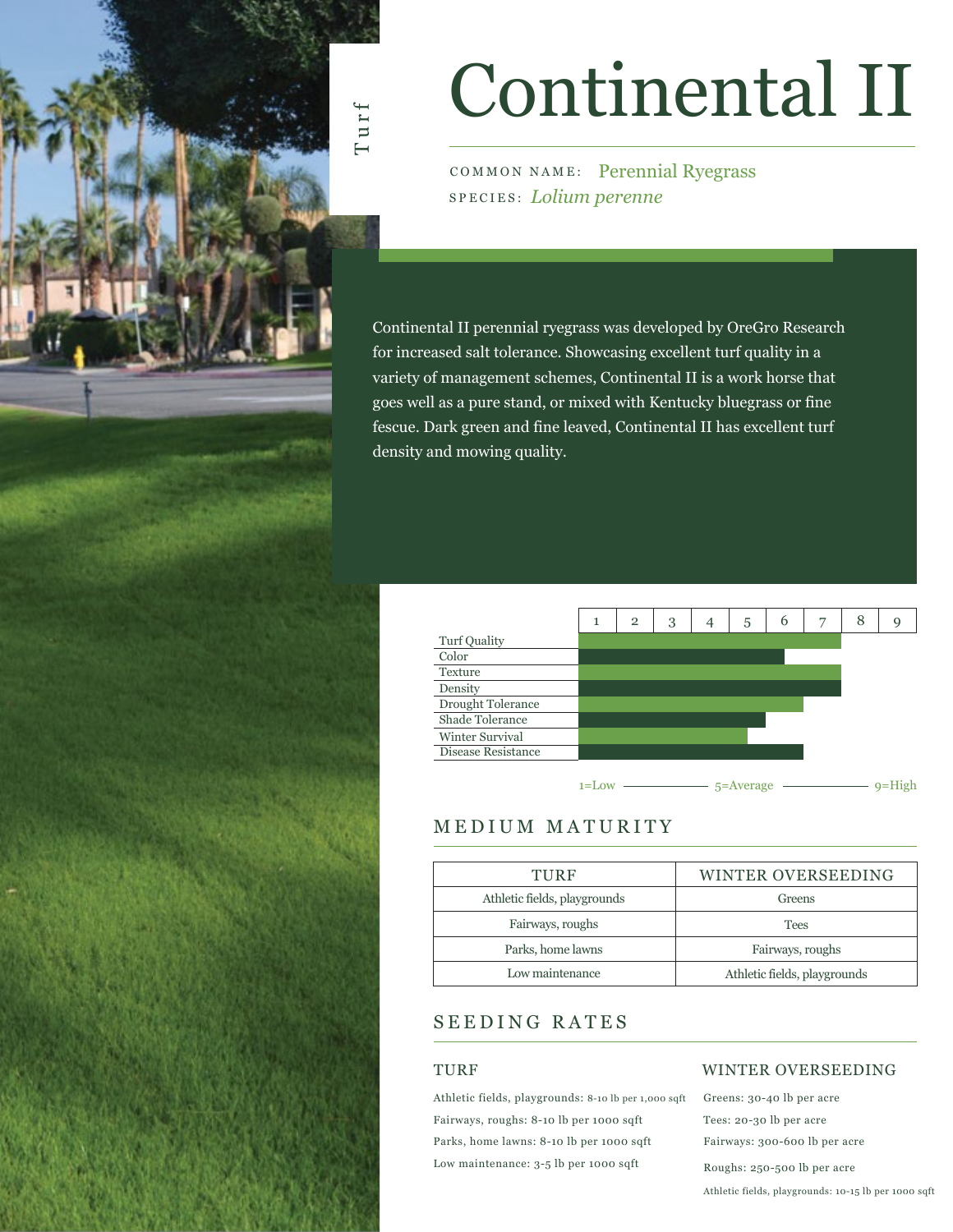Turf

# Continental II

COMMON NAME: Perennial Ryegrass
SPECIES: *Lolium perenne*

Continental II perennial ryegrass was developed by OreGro Research for increased salt tolerance. Showcasing excellent turf quality in a variety of management schemes, Continental II is a work horse that goes well as a pure stand, or mixed with Kentucky bluegrass or fine fescue. Dark green and fine leaved, Continental II has excellent turf density and mowing quality.

| | Rating (1–9) |
|---|---|
| Turf Quality | 7 |
| Color | 5.5 |
| Texture | 7 |
| Density | 7 |
| Drought Tolerance | 6 |
| Shade Tolerance | 5.5 |
| Winter Survival | 5 |
| Disease Resistance | 6 |

1=Low — 5=Average — 9=High

## MEDIUM MATURITY

| TURF | WINTER OVERSEEDING |
|---|---|
| Athletic fields, playgrounds | Greens |
| Fairways, roughs | Tees |
| Parks, home lawns | Fairways, roughs |
| Low maintenance | Athletic fields, playgrounds |

## SEEDING RATES

### TURF

Athletic fields, playgrounds: 8-10 lb per 1,000 sqft
Fairways, roughs: 8-10 lb per 1000 sqft
Parks, home lawns: 8-10 lb per 1000 sqft
Low maintenance: 3-5 lb per 1000 sqft

### WINTER OVERSEEDING

Greens: 30-40 lb per acre
Tees: 20-30 lb per acre
Fairways: 300-600 lb per acre
Roughs: 250-500 lb per acre
Athletic fields, playgrounds: 10-15 lb per 1000 sqft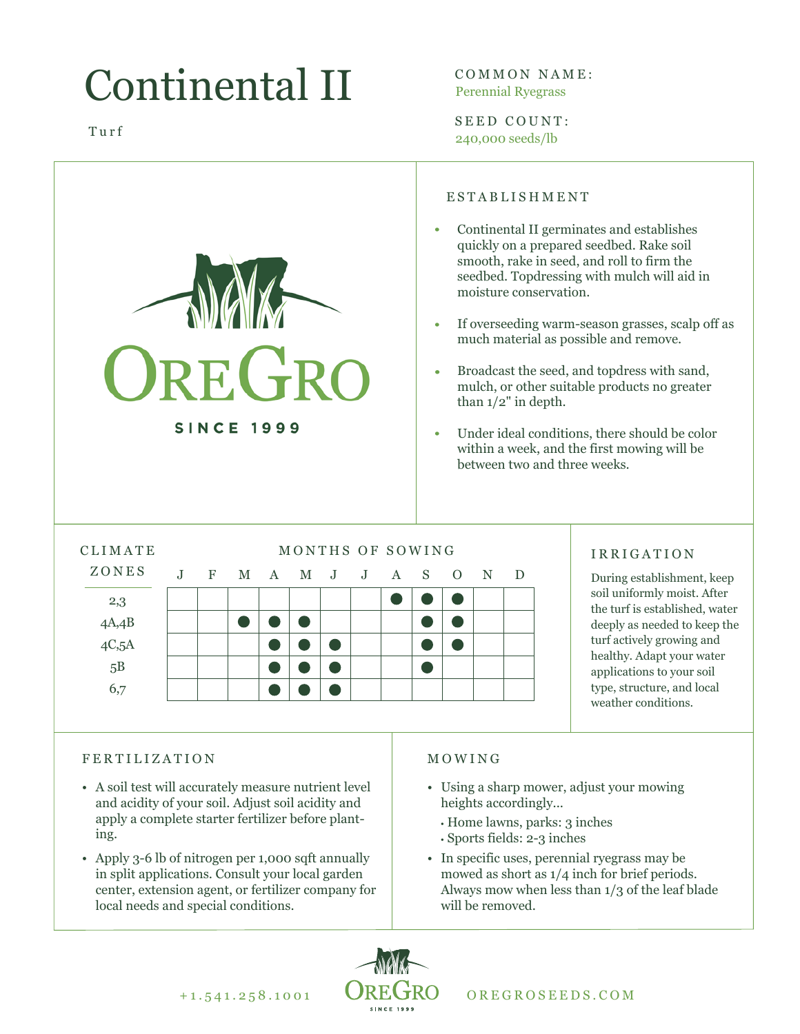# Continental II

Turf

COMMON NAME:
Perennial Ryegrass

SEED COUNT:
240,000 seeds/lb

OREGRO
SINCE 1999

## ESTABLISHMENT

- Continental II germinates and establishes quickly on a prepared seedbed. Rake soil smooth, rake in seed, and roll to firm the seedbed. Topdressing with mulch will aid in moisture conservation.
- If overseeding warm-season grasses, scalp off as much material as possible and remove.
- Broadcast the seed, and topdress with sand, mulch, or other suitable products no greater than 1/2" in depth.
- Under ideal conditions, there should be color within a week, and the first mowing will be between two and three weeks.

## MONTHS OF SOWING

| CLIMATE ZONES | J | F | M | A | M | J | J | A | S | O | N | D |
|---|---|---|---|---|---|---|---|---|---|---|---|---|
| 2,3 | | | | | | | | ● | ● | ● | | |
| 4A,4B | | | ● | ● | ● | | | | ● | ● | | |
| 4C,5A | | | | ● | ● | ● | | | ● | ● | | |
| 5B | | | | ● | ● | ● | | | ● | | | |
| 6,7 | | | | ● | ● | ● | | | | | | |

## IRRIGATION

During establishment, keep soil uniformly moist. After the turf is established, water deeply as needed to keep the turf actively growing and healthy. Adapt your water applications to your soil type, structure, and local weather conditions.

## FERTILIZATION

- A soil test will accurately measure nutrient level and acidity of your soil. Adjust soil acidity and apply a complete starter fertilizer before planting.
- Apply 3-6 lb of nitrogen per 1,000 sqft annually in split applications. Consult your local garden center, extension agent, or fertilizer company for local needs and special conditions.

## MOWING

- Using a sharp mower, adjust your mowing heights accordingly...
  - Home lawns, parks: 3 inches
  - Sports fields: 2-3 inches
- In specific uses, perennial ryegrass may be mowed as short as 1/4 inch for brief periods. Always mow when less than 1/3 of the leaf blade will be removed.

+1.541.258.1001 OREGRO SINCE 1999 OREGROSEEDS.COM